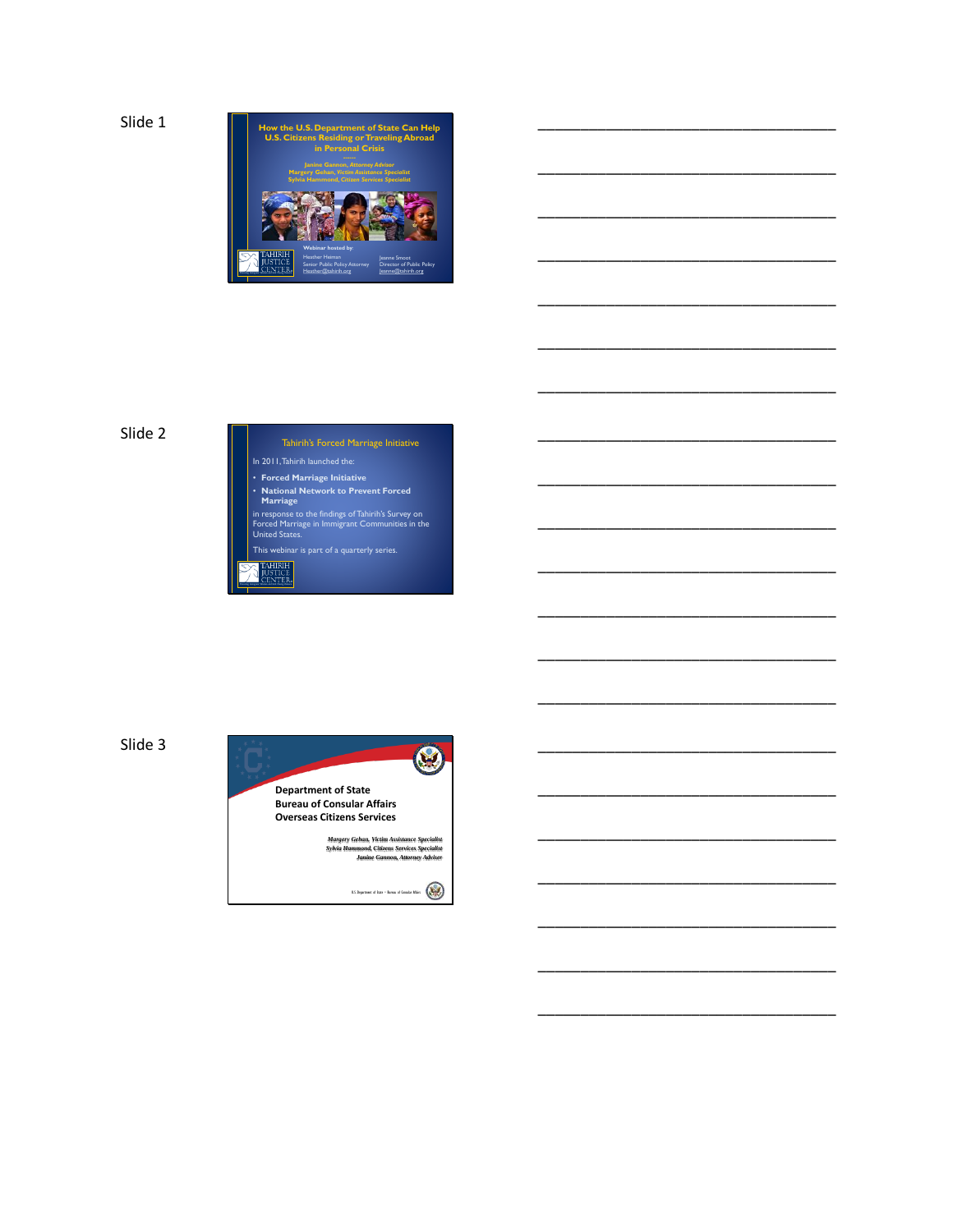Slide 1

**How the U.S. Department of State Can Help U.S. Citizens Residing or Traveling Abroad in Personal Crisis**

------

*Janine Gannon, Attorney Advisor*
*Margery Gehan, Victim Assistance Specialist*
*Sylvia Hammond, Citizen Services Specialist*

TAHIRIH JUSTICE CENTER

**Webinar hosted by:**

Heather Heiman
Senior Public Policy Attorney
Heather@tahirih.org

Jeanne Smoot
Director of Public Policy
jeanne@tahirih.org

Slide 2

## Tahirih's Forced Marriage Initiative

In 2011, Tahirih launched the:

- **Forced Marriage Initiative**
- **National Network to Prevent Forced Marriage**

in response to the findings of Tahirih's Survey on Forced Marriage in Immigrant Communities in the United States.

This webinar is part of a quarterly series.

TAHIRIH JUSTICE CENTER

Slide 3

**Department of State**
**Bureau of Consular Affairs**
**Overseas Citizens Services**

*Margery Gehan, Victim Assistance Specialist*
*Sylvia Hammond, Citizens Services Specialist*
*Janine Gannon, Attorney Adviser*

U.S. Department of State • Bureau of Consular Affairs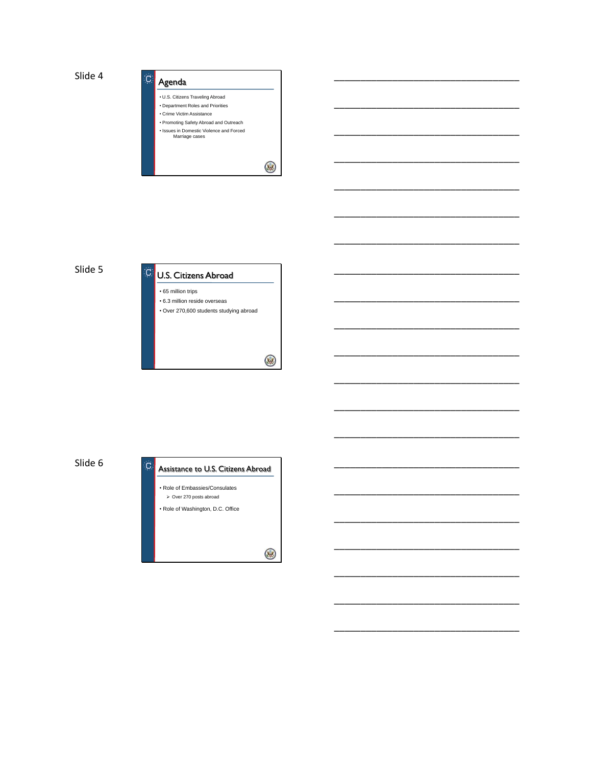Slide 4

## Agenda

- U.S. Citizens Traveling Abroad
- Department Roles and Priorities
- Crime Victim Assistance
- Promoting Safety Abroad and Outreach
- Issues in Domestic Violence and Forced Marriage cases

Slide 5

## U.S. Citizens Abroad

- 65 million trips
- 6.3 million reside overseas
- Over 270,600 students studying abroad

Slide 6

## Assistance to U.S. Citizens Abroad

- Role of Embassies/Consulates
  - Over 270 posts abroad
- Role of Washington, D.C. Office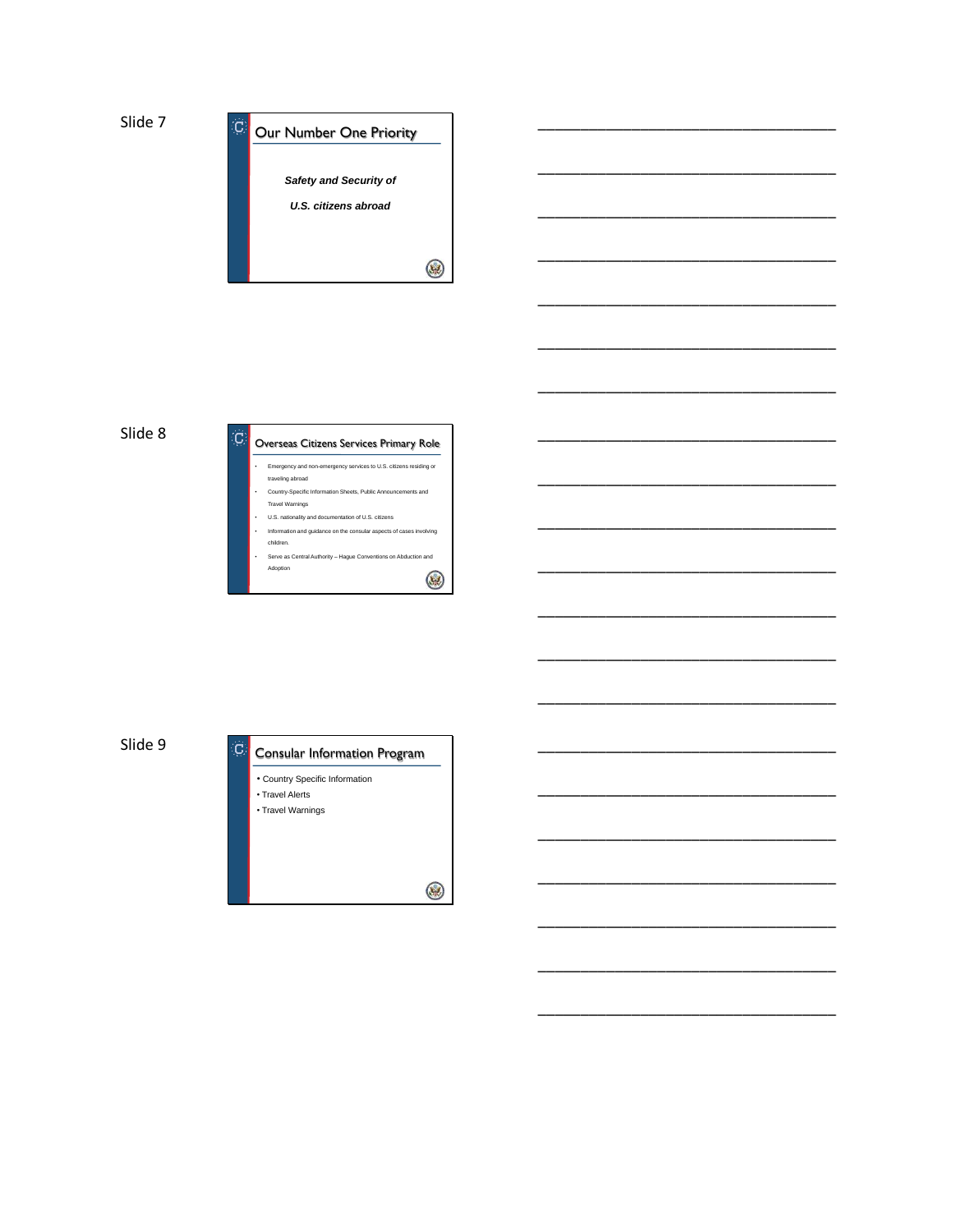Slide 7

## Our Number One Priority

***Safety and Security of***

***U.S. citizens abroad***

Slide 8

## Overseas Citizens Services Primary Role

- Emergency and non-emergency services to U.S. citizens residing or traveling abroad
- Country-Specific Information Sheets, Public Announcements and Travel Warnings
- U.S. nationality and documentation of U.S. citizens
- Information and guidance on the consular aspects of cases involving children.
- Serve as Central Authority – Hague Conventions on Abduction and Adoption

Slide 9

## Consular Information Program

- Country Specific Information
- Travel Alerts
- Travel Warnings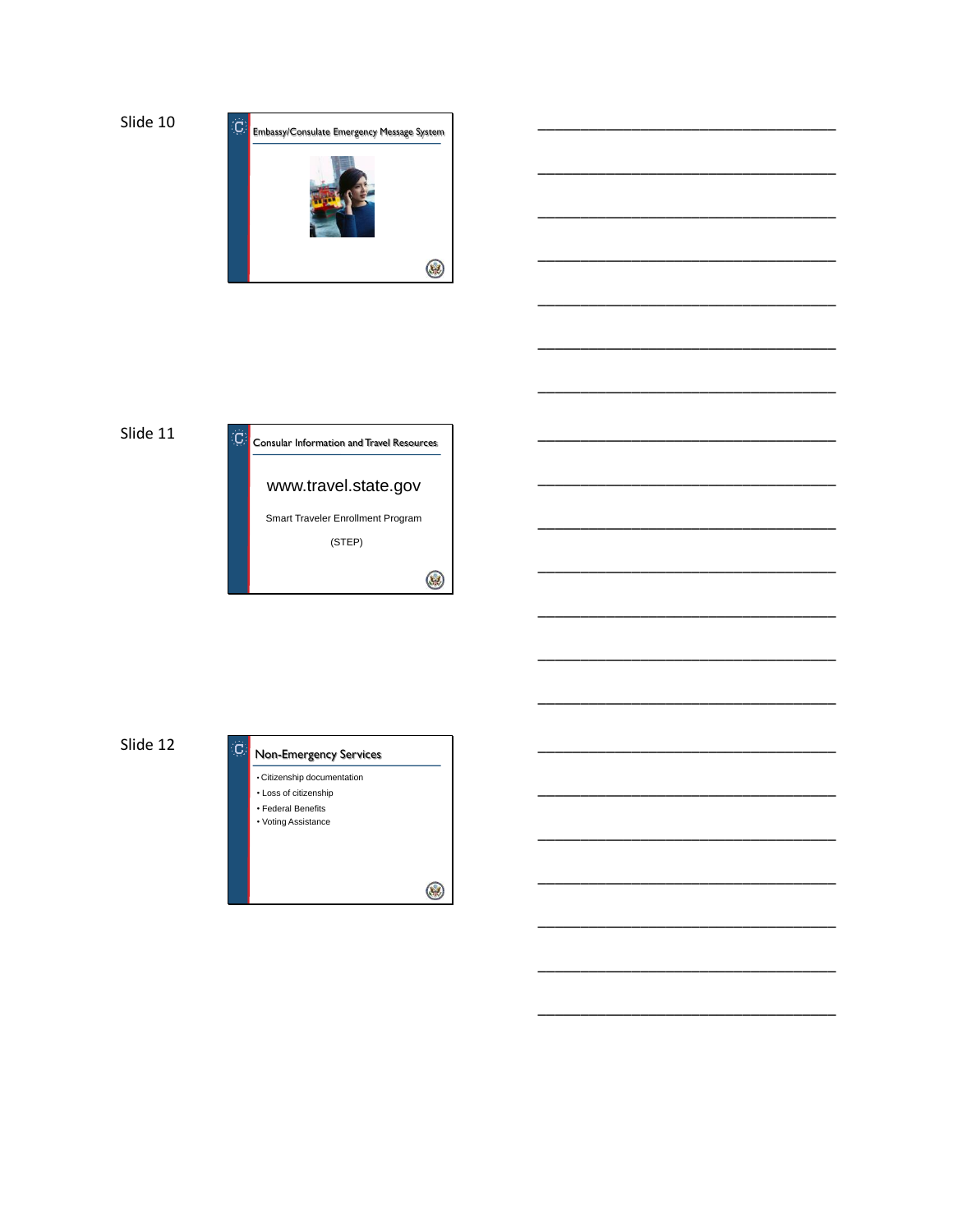Slide 10

## Embassy/Consulate Emergency Message System

Slide 11

## Consular Information and Travel Resources

www.travel.state.gov

Smart Traveler Enrollment Program

(STEP)

Slide 12

## Non-Emergency Services

- Citizenship documentation
- Loss of citizenship
- Federal Benefits
- Voting Assistance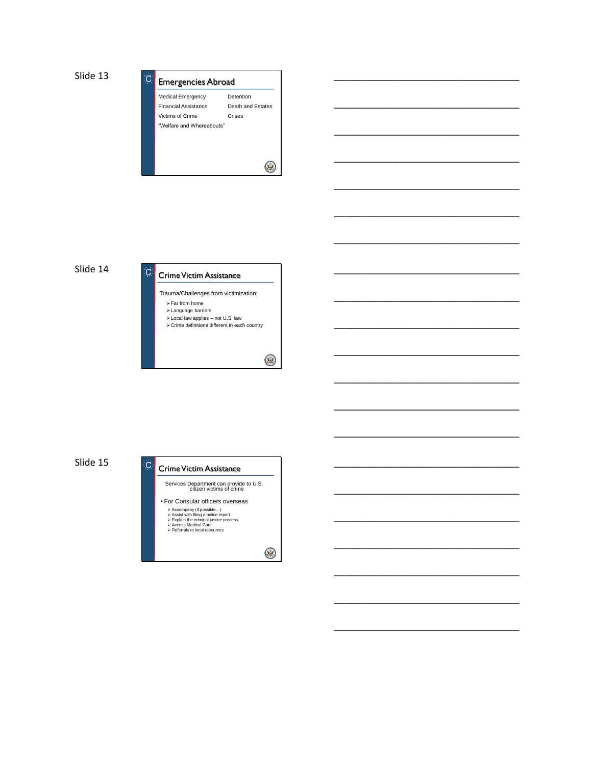Slide 13

## Emergencies Abroad

Medical Emergency

Financial Assistance

Victims of Crime

"Welfare and Whereabouts"

Detention

Death and Estates

Crises

Slide 14

## Crime Victim Assistance

Trauma/Challenges from victimization:

- Far from home
- Language barriers
- Local law applies – not U.S. law
- Crime definitions different in each country

Slide 15

## Crime Victim Assistance

Services Department can provide to U.S. citizen victims of crime

- For Consular officers overseas
  - Accompany (if possible…)
  - Assist with filing a police report
  - Explain the criminal justice process
  - Access Medical Care
  - Referrals to local resources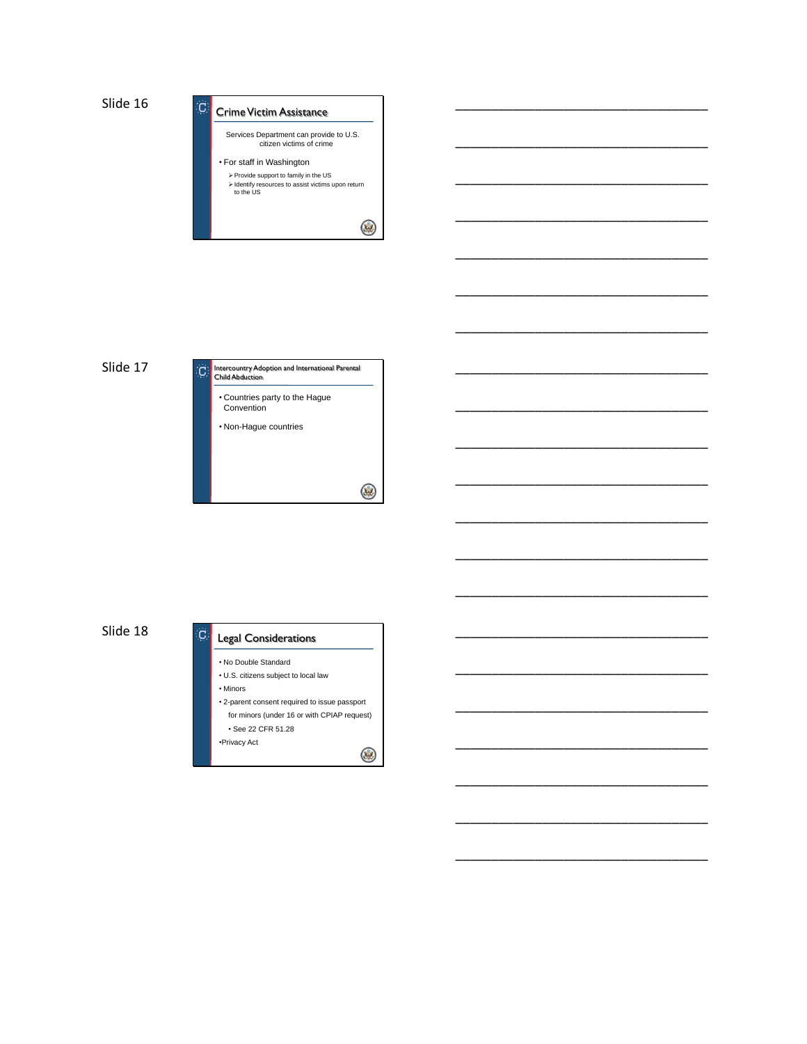Slide 16

## Crime Victim Assistance

Services Department can provide to U.S. citizen victims of crime

- For staff in Washington
  - Provide support to family in the US
  - Identify resources to assist victims upon return to the US

Slide 17

## Intercountry Adoption and International Parental Child Abduction

- Countries party to the Hague Convention
- Non-Hague countries

Slide 18

## Legal Considerations

- No Double Standard
- U.S. citizens subject to local law
- Minors
- 2-parent consent required to issue passport for minors (under 16 or with CPIAP request)
  - See 22 CFR 51.28
- Privacy Act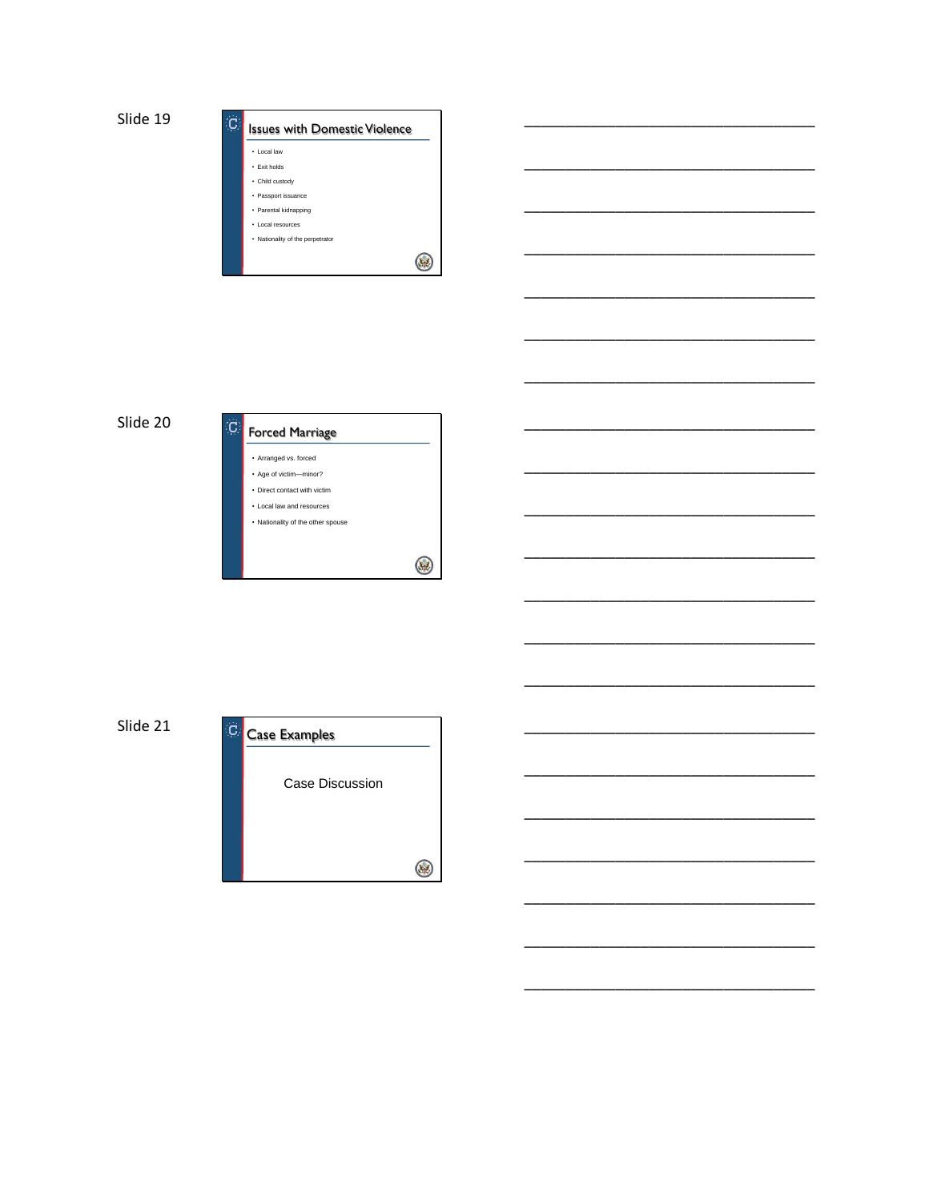Slide 19

## Issues with Domestic Violence

- Local law
- Exit holds
- Child custody
- Passport issuance
- Parental kidnapping
- Local resources
- Nationality of the perpetrator

Slide 20

## Forced Marriage

- Arranged vs. forced
- Age of victim—minor?
- Direct contact with victim
- Local law and resources
- Nationality of the other spouse

Slide 21

## Case Examples

Case Discussion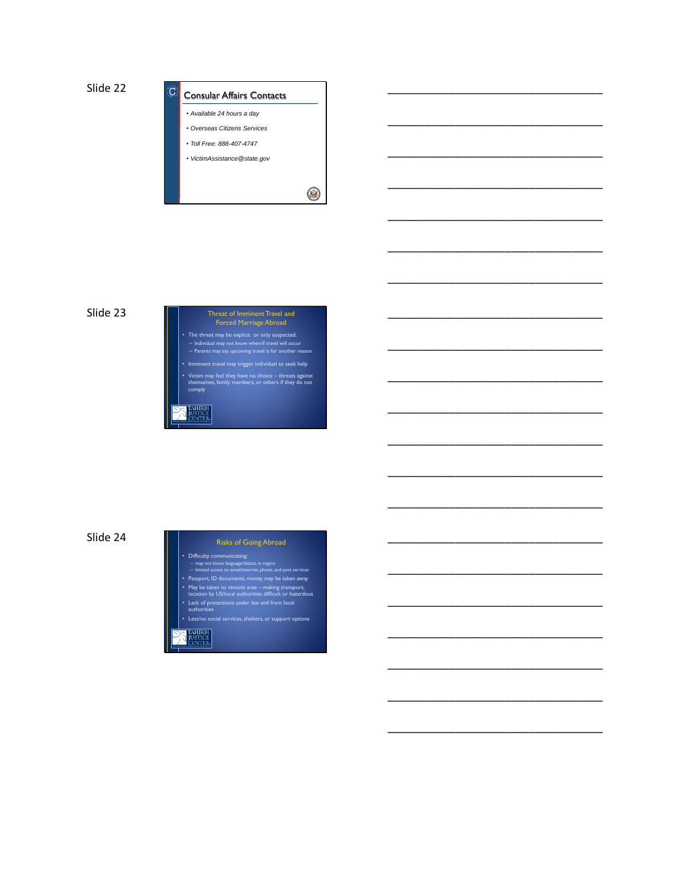Slide 22

## Consular Affairs Contacts

- *Available 24 hours a day*
- *Overseas Citizens Services*
- *Toll Free: 888-407-4747*
- *VictimAssistance@state.gov*

Slide 23

## Threat of Imminent Travel and Forced Marriage Abroad

- The threat may be explicit or only suspected:
  - Individual may not know when/if travel will occur
  - Parents may say upcoming travel is for another reason
- Imminent travel may trigger individual to seek help
- Victim may feel they have no choice – threats against themselves, family members, or others if they do not comply

TAHIRIH JUSTICE CENTER

Slide 24

## Risks of Going Abroad

- Difficulty communicating:
  - may not know language/dialect in region
  - limited access to email/internet, phone, and post services
- Passport, ID documents, money may be taken away
- May be taken to remote area – making transport, location by US/local authorities difficult or hazardous
- Lack of protections under law and from local authorities
- Less/no social services, shelters, or support options

TAHIRIH JUSTICE CENTER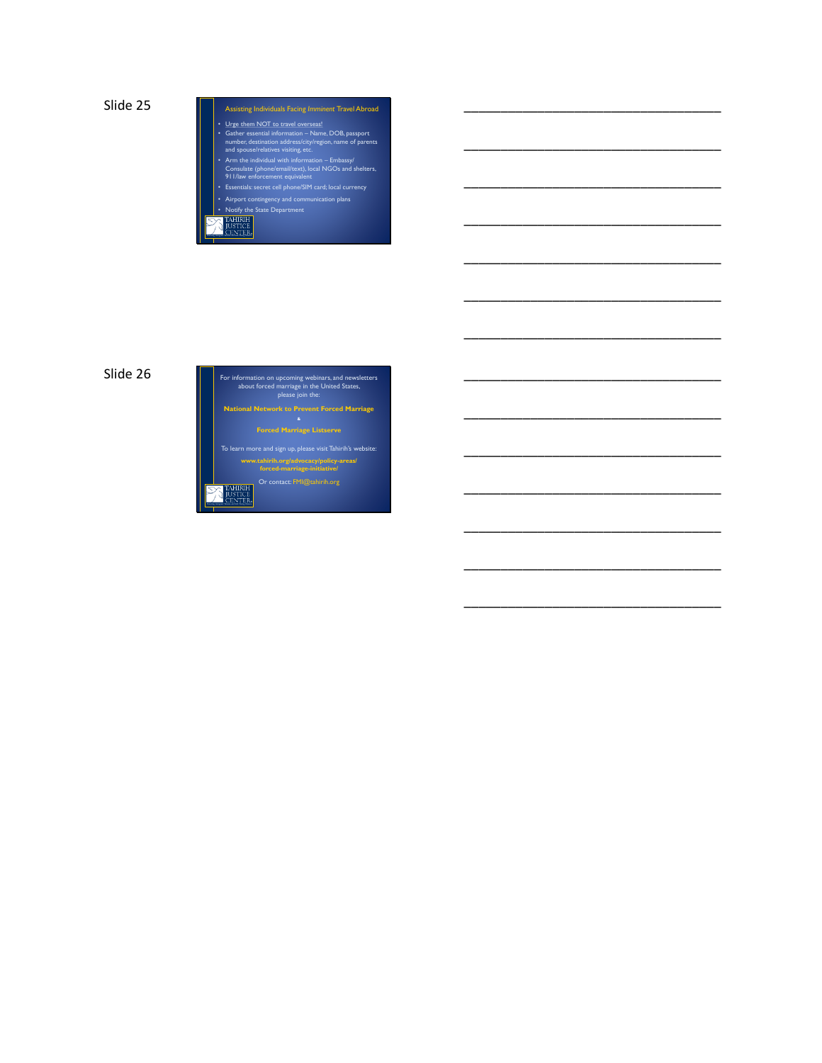Slide 25

## Assisting Individuals Facing *Imminent* Travel Abroad

- Urge them NOT to travel overseas!
- Gather essential information – Name, DOB, passport number, destination address/city/region, name of parents and spouse/relatives visiting, etc.
- Arm the individual with information – Embassy/ Consulate (phone/email/text), local NGOs and shelters, 911/law enforcement equivalent
- Essentials: secret cell phone/SIM card; local currency
- Airport contingency and communication plans
- Notify the State Department

TAHIRIH JUSTICE CENTER

______________________________________

______________________________________

______________________________________

______________________________________

______________________________________

______________________________________

______________________________________

Slide 26

For information on upcoming webinars, and newsletters about forced marriage in the United States, please join the:

**National Network to Prevent Forced Marriage**

&

**Forced Marriage Listserve**

To learn more and sign up, please visit Tahirih's website:

**www.tahirih.org/advocacy/policy-areas/forced-marriage-initiative/**

Or contact: FMI@tahirih.org

TAHIRIH JUSTICE CENTER

______________________________________

______________________________________

______________________________________

______________________________________

______________________________________

______________________________________

______________________________________